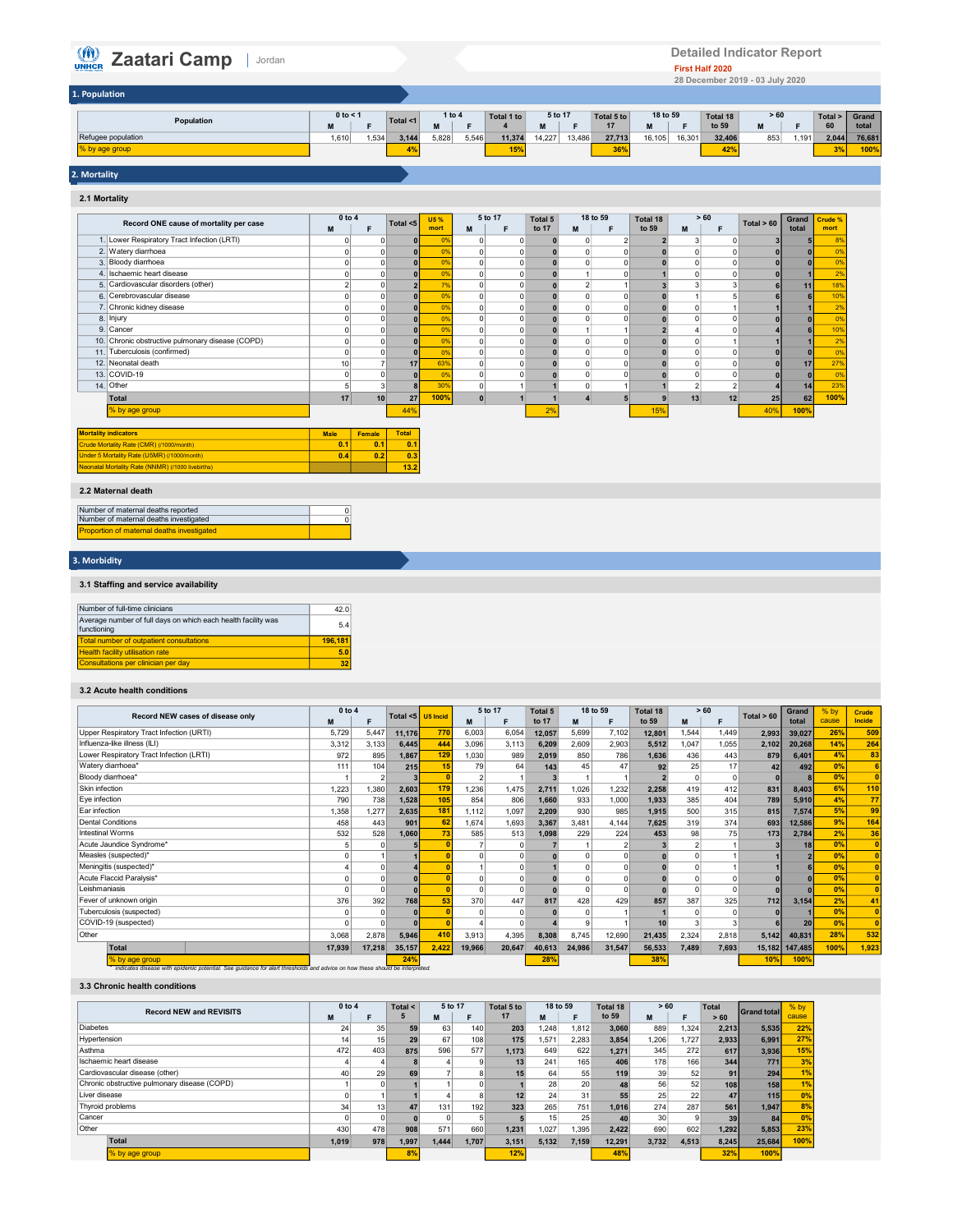# Zaatari Camp | Jordan

**Detailed Indicator Report**
First Half 2020
28 December 2019 - 03 July 2020

## 1. Population

| Population | 0 to <1 M | 0 to <1 F | Total <1 | 1 to 4 M | 1 to 4 F | Total 1 to 4 | 5 to 17 M | 5 to 17 F | Total 5 to 17 | 18 to 59 M | 18 to 59 F | Total 18 to 59 | > 60 M | > 60 F | Total > 60 | Grand total |
|---|---|---|---|---|---|---|---|---|---|---|---|---|---|---|---|---|
| Refugee population | 1,610 | 1,534 | 3,144 | 5,828 | 5,546 | 11,374 | 14,227 | 13,486 | 27,713 | 16,105 | 16,301 | 32,406 | 853 | 1,191 | 2,044 | 76,681 |
| % by age group | | | 4% | | | 15% | | | 36% | | | 42% | | | 3% | 100% |

## 2. Mortality

### 2.1 Mortality

| Record ONE cause of mortality per case | 0 to 4 M | 0 to 4 F | Total <5 | U5 % mort | 5 to 17 M | 5 to 17 F | Total 5 to 17 | 18 to 59 M | 18 to 59 F | Total 18 to 59 | > 60 M | > 60 F | Total > 60 | Grand total | Crude % mort |
|---|---|---|---|---|---|---|---|---|---|---|---|---|---|---|---|
| 1. Lower Respiratory Tract Infection (LRTI) | 0 | 0 | 0 | 0% | 0 | 0 | 0 | 0 | 2 | 2 | 3 | 0 | 3 | 5 | 8% |
| 2. Watery diarrhoea | 0 | 0 | 0 | 0% | 0 | 0 | 0 | 0 | 0 | 0 | 0 | 0 | 0 | 0 | 0% |
| 3. Bloody diarrhoea | 0 | 0 | 0 | 0% | 0 | 0 | 0 | 0 | 0 | 0 | 0 | 0 | 0 | 0 | 0% |
| 4. Ischaemic heart disease | 0 | 0 | 0 | 0% | 0 | 0 | 0 | 1 | 0 | 1 | 0 | 0 | 0 | 1 | 2% |
| 5. Cardiovascular disorders (other) | 2 | 0 | 2 | 7% | 0 | 0 | 0 | 2 | 1 | 3 | 3 | 3 | 6 | 11 | 18% |
| 6. Cerebrovascular disease | 0 | 0 | 0 | 0% | 0 | 0 | 0 | 0 | 0 | 0 | 1 | 5 | 6 | 6 | 10% |
| 7. Chronic kidney disease | 0 | 0 | 0 | 0% | 0 | 0 | 0 | 0 | 0 | 0 | 0 | 1 | 1 | 1 | 2% |
| 8. Injury | 0 | 0 | 0 | 0% | 0 | 0 | 0 | 0 | 0 | 0 | 0 | 0 | 0 | 0 | 0% |
| 9. Cancer | 0 | 0 | 0 | 0% | 0 | 0 | 0 | 1 | 1 | 2 | 4 | 0 | 4 | 6 | 10% |
| 10. Chronic obstructive pulmonary disease (COPD) | 0 | 0 | 0 | 0% | 0 | 0 | 0 | 0 | 0 | 0 | 0 | 1 | 1 | 1 | 2% |
| 11. Tuberculosis (confirmed) | 0 | 0 | 0 | 0% | 0 | 0 | 0 | 0 | 0 | 0 | 0 | 0 | 0 | 0 | 0% |
| 12. Neonatal death | 10 | 7 | 17 | 63% | 0 | 0 | 0 | 0 | 0 | 0 | 0 | 0 | 0 | 17 | 27% |
| 13. COVID-19 | 0 | 0 | 0 | 0% | 0 | 0 | 0 | 0 | 0 | 0 | 0 | 0 | 0 | 0 | 0% |
| 14. Other | 5 | 3 | 8 | 30% | 0 | 1 | 1 | 0 | 1 | 1 | 2 | 2 | 4 | 14 | 23% |
| Total | 17 | 10 | 27 | 100% | 0 | 1 | 1 | 4 | 5 | 9 | 13 | 12 | 25 | 62 | 100% |
| % by age group | | | 44% | | | | 2% | | | 15% | | | 40% | 100% | |

| Mortality indicators | Male | Female | Total |
|---|---|---|---|
| Crude Mortality Rate (CMR) (/1000/month) | 0.1 | 0.1 | 0.1 |
| Under 5 Mortality Rate (U5MR) (/1000/month) | 0.4 | 0.2 | 0.3 |
| Neonatal Mortality Rate (NNMR) (/1000 livebirths) | | | 13.2 |

### 2.2 Maternal death

| | |
|---|---|
| Number of maternal deaths reported | 0 |
| Number of maternal deaths investigated | 0 |
| Proportion of maternal deaths investigated | |

## 3. Morbidity

### 3.1 Staffing and service availability

| | |
|---|---|
| Number of full-time clinicians | 42.0 |
| Average number of full days on which each health facility was functioning | 5.4 |
| Total number of outpatient consultations | 196,181 |
| Health facility utilisation rate | 5.0 |
| Consultations per clinician per day | 32 |

### 3.2 Acute health conditions

| Record NEW cases of disease only | 0 to 4 M | 0 to 4 F | Total <5 | U5 Incid | 5 to 17 M | 5 to 17 F | Total 5 to 17 | 18 to 59 M | 18 to 59 F | Total 18 to 59 | > 60 M | > 60 F | Total > 60 | Grand total | % by cause | Crude Incide |
|---|---|---|---|---|---|---|---|---|---|---|---|---|---|---|---|---|
| Upper Respiratory Tract Infection (URTI) | 5,729 | 5,447 | 11,176 | 770 | 6,003 | 6,054 | 12,057 | 5,699 | 7,102 | 12,801 | 1,544 | 1,449 | 2,993 | 39,027 | 26% | 509 |
| Influenza-like illness (ILI) | 3,312 | 3,133 | 6,445 | 444 | 3,096 | 3,113 | 6,209 | 2,609 | 2,903 | 5,512 | 1,047 | 1,055 | 2,102 | 20,268 | 14% | 264 |
| Lower Respiratory Tract Infection (LRTI) | 972 | 895 | 1,867 | 129 | 1,030 | 989 | 2,019 | 850 | 786 | 1,636 | 436 | 443 | 879 | 6,401 | 4% | 83 |
| Watery diarrhoea* | 111 | 104 | 215 | 15 | 79 | 64 | 143 | 45 | 47 | 92 | 25 | 17 | 42 | 492 | 0% | 6 |
| Bloody diarrhoea* | 1 | 2 | 3 | 0 | 2 | 1 | 3 | 1 | 1 | 2 | 0 | 0 | 0 | 8 | 0% | 0 |
| Skin infection | 1,223 | 1,380 | 2,603 | 179 | 1,236 | 1,475 | 2,711 | 1,026 | 1,232 | 2,258 | 419 | 412 | 831 | 8,403 | 6% | 110 |
| Eye infection | 790 | 738 | 1,528 | 105 | 854 | 806 | 1,660 | 933 | 1,000 | 1,933 | 385 | 404 | 789 | 5,910 | 4% | 77 |
| Ear infection | 1,358 | 1,277 | 2,635 | 181 | 1,112 | 1,097 | 2,209 | 930 | 985 | 1,915 | 500 | 315 | 815 | 7,574 | 5% | 99 |
| Dental Conditions | 458 | 443 | 901 | 62 | 1,674 | 1,693 | 3,367 | 3,481 | 4,144 | 7,625 | 319 | 374 | 693 | 12,586 | 9% | 164 |
| Intestinal Worms | 532 | 528 | 1,060 | 73 | 585 | 513 | 1,098 | 229 | 224 | 453 | 98 | 75 | 173 | 2,784 | 2% | 36 |
| Acute Jaundice Syndrome* | 5 | 0 | 5 | 0 | 7 | 0 | 7 | 1 | 2 | 3 | 2 | 1 | 3 | 18 | 0% | 0 |
| Measles (suspected)* | 0 | 1 | 1 | 0 | 0 | 0 | 0 | 0 | 0 | 0 | 0 | 1 | 1 | 2 | 0% | 0 |
| Meningitis (suspected)* | 4 | 0 | 4 | 0 | 1 | 0 | 1 | 0 | 0 | 0 | 0 | 1 | 1 | 6 | 0% | 0 |
| Acute Flaccid Paralysis* | 0 | 0 | 0 | 0 | 0 | 0 | 0 | 0 | 0 | 0 | 0 | 0 | 0 | 0 | 0% | 0 |
| Leishmaniasis | 0 | 0 | 0 | 0 | 0 | 0 | 0 | 0 | 0 | 0 | 0 | 0 | 0 | 0 | 0% | 0 |
| Fever of unknown origin | 376 | 392 | 768 | 53 | 370 | 447 | 817 | 428 | 429 | 857 | 387 | 325 | 712 | 3,154 | 2% | 41 |
| Tuberculosis (suspected) | 0 | 0 | 0 | 0 | 0 | 0 | 0 | 0 | 1 | 1 | 0 | 0 | 0 | 1 | 0% | 0 |
| COVID-19 (suspected) | 0 | 0 | 0 | 0 | 4 | 0 | 4 | 9 | 1 | 10 | 3 | 3 | 6 | 20 | 0% | 0 |
| Other | 3,068 | 2,878 | 5,946 | 410 | 3,913 | 4,395 | 8,308 | 8,745 | 12,690 | 21,435 | 2,324 | 2,818 | 5,142 | 40,831 | 28% | 532 |
| Total | 17,939 | 17,218 | 35,157 | 2,422 | 19,966 | 20,647 | 40,613 | 24,986 | 31,547 | 56,533 | 7,489 | 7,693 | 15,182 | 147,485 | 100% | 1,923 |
| % by age group | | | 24% | | | | 28% | | | 38% | | | 10% | 100% | | |

* Indicates disease with epidemic potential. See guidance for alert thresholds and advice on how these should be interpreted.

### 3.3 Chronic health conditions

| Record NEW and REVISITS | 0 to 4 M | 0 to 4 F | Total < 5 | 5 to 17 M | 5 to 17 F | Total 5 to 17 | 18 to 59 M | 18 to 59 F | Total 18 to 59 | > 60 M | > 60 F | Total > 60 | Grand total | % by cause |
|---|---|---|---|---|---|---|---|---|---|---|---|---|---|---|
| Diabetes | 24 | 35 | 59 | 63 | 140 | 203 | 1,248 | 1,812 | 3,060 | 889 | 1,324 | 2,213 | 5,535 | 22% |
| Hypertension | 14 | 15 | 29 | 67 | 108 | 175 | 1,571 | 2,283 | 3,854 | 1,206 | 1,727 | 2,933 | 6,991 | 27% |
| Asthma | 472 | 403 | 875 | 596 | 577 | 1,173 | 649 | 622 | 1,271 | 345 | 272 | 617 | 3,936 | 15% |
| Ischaemic heart disease | 4 | 4 | 8 | 4 | 9 | 13 | 241 | 165 | 406 | 178 | 166 | 344 | 771 | 3% |
| Cardiovascular disease (other) | 40 | 29 | 69 | 7 | 8 | 15 | 64 | 55 | 119 | 39 | 52 | 91 | 294 | 1% |
| Chronic obstructive pulmonary disease (COPD) | 1 | 0 | 1 | 1 | 0 | 1 | 28 | 20 | 48 | 56 | 52 | 108 | 158 | 1% |
| Liver disease | 0 | 1 | 1 | 4 | 8 | 12 | 24 | 31 | 55 | 25 | 22 | 47 | 115 | 0% |
| Thyroid problems | 34 | 13 | 47 | 131 | 192 | 323 | 265 | 751 | 1,016 | 274 | 287 | 561 | 1,947 | 8% |
| Cancer | 0 | 0 | 0 | 0 | 5 | 5 | 15 | 25 | 40 | 30 | 9 | 39 | 84 | 0% |
| Other | 430 | 478 | 908 | 571 | 660 | 1,231 | 1,027 | 1,395 | 2,422 | 690 | 602 | 1,292 | 5,853 | 23% |
| Total | 1,019 | 978 | 1,997 | 1,444 | 1,707 | 3,151 | 5,132 | 7,159 | 12,291 | 3,732 | 4,513 | 8,245 | 25,684 | 100% |
| % by age group | | | 8% | | | 12% | | | 48% | | | 32% | 100% | |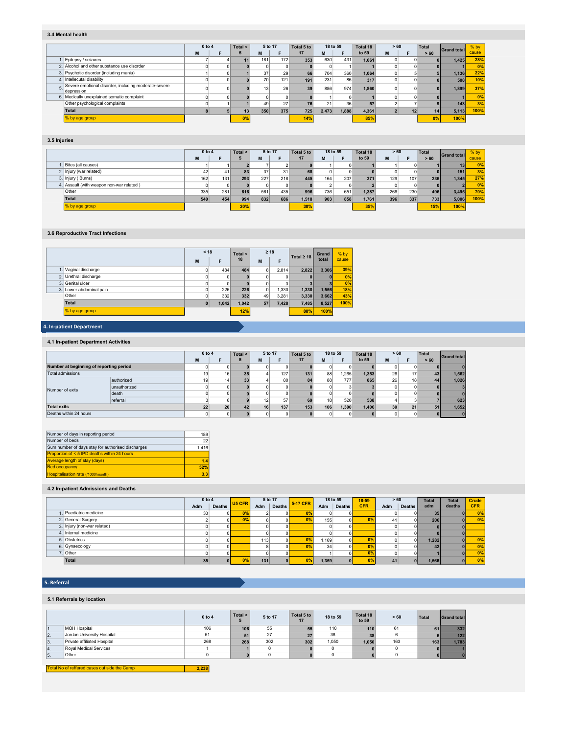### 3.4 Mental health

| | | 0 to 4 | | Total < 5 | 5 to 17 | | Total 5 to 17 | 18 to 59 | | Total 18 to 59 | > 60 | | Total > 60 | Grand total | % by cause |
|---|---|---|---|---|---|---|---|---|---|---|---|---|---|---|---|
| | | M | F | | M | F | | M | F | | M | F | | | |
| 1. | Epilepsy / seizures | 7 | 4 | 11 | 181 | 172 | 353 | 630 | 431 | 1,061 | 0 | 0 | 0 | 1,425 | 28% |
| 2. | Alcohol and other substance use disorder | 0 | 0 | 0 | 0 | 0 | 0 | 0 | 1 | 1 | 0 | 0 | 0 | 1 | 0% |
| 3. | Psychotic disorder (including mania) | 1 | 0 | 1 | 37 | 29 | 66 | 704 | 360 | 1,064 | 0 | 5 | 5 | 1,136 | 22% |
| 4. | Intellecutal disability | 0 | 0 | 0 | 70 | 121 | 191 | 231 | 86 | 317 | 0 | 0 | 0 | 508 | 10% |
| 5. | Severe emotional disorder, including moderate-severe depression | 0 | 0 | 0 | 13 | 26 | 39 | 886 | 974 | 1,860 | 0 | 0 | 0 | 1,899 | 37% |
| 6. | Medically unexplained somatic complaint | 0 | 0 | 0 | 0 | 0 | 0 | 1 | 0 | 1 | 0 | 0 | 0 | 1 | 0% |
| | Other psychological complaints | 0 | 1 | 1 | 49 | 27 | 76 | 21 | 36 | 57 | 2 | 7 | 9 | 143 | 3% |
| | **Total** | 8 | 5 | 13 | 350 | 375 | 725 | 2,473 | 1,888 | 4,361 | 2 | 12 | 14 | 5,113 | 100% |
| | % by age group | | | 0% | | | 14% | | | 85% | | | 0% | 100% | |

### 3.5 Injuries

| | | 0 to 4 | | Total < 5 | 5 to 17 | | Total 5 to 17 | 18 to 59 | | Total 18 to 59 | > 60 | | Total > 60 | Grand total | % by cause |
|---|---|---|---|---|---|---|---|---|---|---|---|---|---|---|---|
| | | M | F | | M | F | | M | F | | M | F | | | |
| 1. | Bites (all causes) | 1 | 1 | 2 | 7 | 2 | 9 | 1 | 0 | 1 | 1 | 0 | 1 | 13 | 0% |
| 2. | Injury (war related) | 42 | 41 | 83 | 37 | 31 | 68 | 0 | 0 | 0 | 0 | 0 | 0 | 151 | 3% |
| 3. | Injury ( Burns) | 162 | 131 | 293 | 227 | 218 | 445 | 164 | 207 | 371 | 129 | 107 | 236 | 1,345 | 27% |
| 4. | Assault (with weapon non-war related ) | 0 | 0 | 0 | 0 | 0 | 0 | 2 | 0 | 2 | 0 | 0 | 0 | 2 | 0% |
| | Other | 335 | 281 | 616 | 561 | 435 | 996 | 736 | 651 | 1,387 | 266 | 230 | 496 | 3,495 | 70% |
| | **Total** | 540 | 454 | 994 | 832 | 686 | 1,518 | 903 | 858 | 1,761 | 396 | 337 | 733 | 5,006 | 100% |
| | % by age group | | | 20% | | | 30% | | | 35% | | | 15% | 100% | |

### 3.6 Reproductive Tract Infections

| | | < 18 | | Total < 18 | ≥ 18 | | Total ≥ 18 | Grand total | % by cause |
|---|---|---|---|---|---|---|---|---|---|
| | | M | F | | M | F | | | |
| 1. | Vaginal discharge | 0 | 484 | 484 | 8 | 2,814 | 2,822 | 3,306 | 39% |
| 2. | Urethral discharge | 0 | 0 | 0 | 0 | 0 | 0 | 0 | 0% |
| 3. | Genital ulcer | 0 | 0 | 0 | 0 | 3 | 3 | 3 | 0% |
| 3. | Lower abdominal pain | 0 | 226 | 226 | 0 | 1,330 | 1,330 | 1,556 | 18% |
| | Other | 0 | 332 | 332 | 49 | 3,281 | 3,330 | 3,662 | 43% |
| | **Total** | 0 | 1,042 | 1,042 | 57 | 7,428 | 7,485 | 8,527 | 100% |
| | % by age group | | | 12% | | | 88% | 100% | |

## 4. In-patient Department

### 4.1 In-patient Department Activities

| | | 0 to 4 | | Total < 5 | 5 to 17 | | Total 5 to 17 | 18 to 59 | | Total 18 to 59 | > 60 | | Total > 60 | Grand total |
|---|---|---|---|---|---|---|---|---|---|---|---|---|---|---|
| | | M | F | | M | F | | M | F | | M | F | | |
| **Number at beginning of reporting period** | | 0 | 0 | 0 | 0 | 0 | 0 | 0 | 0 | 0 | 0 | 0 | 0 | 0 |
| Total admissions | | 19 | 16 | 35 | 4 | 127 | 131 | 88 | 1,265 | 1,353 | 26 | 17 | 43 | 1,562 |
| Number of exits | authorized | 19 | 14 | 33 | 4 | 80 | 84 | 88 | 777 | 865 | 26 | 18 | 44 | 1,026 |
| | unauthorized | 0 | 0 | 0 | 0 | 0 | 0 | 0 | 3 | 3 | 0 | 0 | 0 | 3 |
| | death | 0 | 0 | 0 | 0 | 0 | 0 | 0 | 0 | 0 | 0 | 0 | 0 | 0 |
| | referral | 3 | 6 | 9 | 12 | 57 | 69 | 18 | 520 | 538 | 4 | 3 | 7 | 623 |
| **Total exits** | | 22 | 20 | 42 | 16 | 137 | 153 | 106 | 1,300 | 1,406 | 30 | 21 | 51 | 1,652 |
| Deaths within 24 hours | | 0 | 0 | 0 | 0 | 0 | 0 | 0 | 0 | 0 | 0 | 0 | 0 | 0 |

| | |
|---|---|
| Number of days in reporting period | 189 |
| Number of beds | 22 |
| Sum number of days stay for authorised discharges | 1,416 |
| Proportion of < 5 IPD deaths within 24 hours | |
| Average length of stay (days) | 1.4 |
| Bed occupancy | 52% |
| Hospitalisation rate (/1000/month) | 3.3 |

### 4.2 In-patient Admissions and Deaths

| | | 0 to 4 | | U5 CFR | 5 to 17 | | 5-17 CFR | 18 to 59 | | 18-59 CFR | > 60 | | Total adm | Total deaths | Crude CFR |
|---|---|---|---|---|---|---|---|---|---|---|---|---|---|---|---|
| | | Adm | Deaths | | Adm | Deaths | | Adm | Deaths | | Adm | Deaths | | | |
| 1. | Paediatric medicine | 33 | 0 | 0% | 2 | 0 | 0% | 0 | 0 | | 0 | 0 | 35 | 0 | 0% |
| 2. | General Surgery | 2 | 0 | 0% | 8 | 0 | 0% | 155 | 0 | 0% | 41 | 0 | 206 | 0 | 0% |
| 3. | Injury (non-war related) | 0 | 0 | | 0 | 0 | | 0 | 0 | | 0 | 0 | 0 | 0 | |
| 4. | Internal medicine | 0 | 0 | | 0 | 0 | | 0 | 0 | | 0 | 0 | 0 | 0 | |
| 5. | Obstetrics | 0 | 0 | | 113 | 0 | 0% | 1,169 | 0 | 0% | 0 | 0 | 1,282 | 0 | 0% |
| 6. | Gynaecology | 0 | 0 | | 8 | 0 | 0% | 34 | 0 | 0% | 0 | 0 | 42 | 0 | 0% |
| 7. | Other | 0 | 0 | | 0 | 0 | | 1 | 0 | 0% | 0 | 0 | 1 | 0 | 0% |
| | **Total** | 35 | 0 | 0% | 131 | 0 | 0% | 1,359 | 0 | 0% | 41 | 0 | 1,566 | 0 | 0% |

## 5. Referral

### 5.1 Referrals by location

| | | 0 to 4 | Total < 5 | 5 to 17 | Total 5 to 17 | 18 to 59 | Total 18 to 59 | > 60 | Total | Grand total |
|---|---|---|---|---|---|---|---|---|---|---|
| 1. | MOH Hospital | 106 | 106 | 55 | 55 | 110 | 110 | 61 | 61 | 332 |
| 2. | Jordan University Hospital | 51 | 51 | 27 | 27 | 38 | 38 | 6 | 6 | 122 |
| 3. | Private affiliated Hospital | 268 | 268 | 302 | 302 | 1,050 | 1,050 | 163 | 163 | 1,783 |
| 4. | Royal Medical Services | 1 | 1 | 0 | 0 | 0 | 0 | 0 | 0 | 1 |
| 5. | Other | 0 | 0 | 0 | 0 | 0 | 0 | 0 | 0 | 0 |

| | |
|---|---|
| Total No of reffered cases out side the Camp | 2,238 |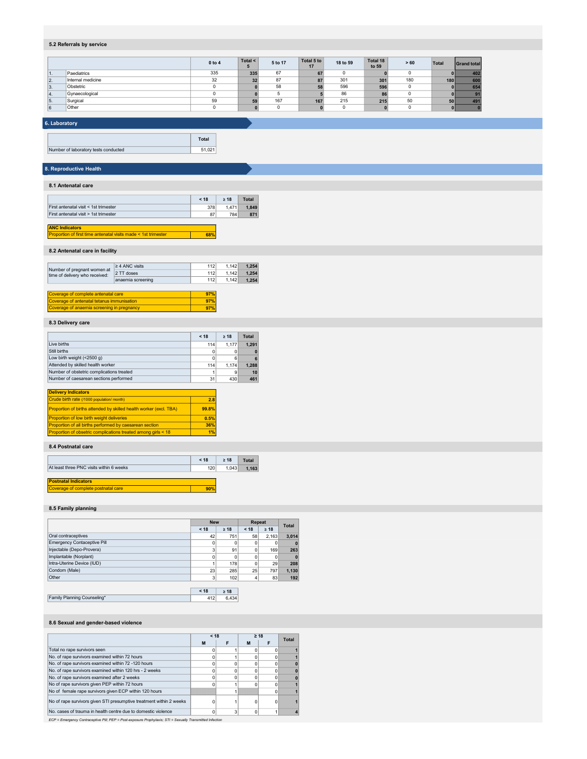### 5.2 Referrals by service

| | | 0 to 4 | Total < 5 | 5 to 17 | Total 5 to 17 | 18 to 59 | Total 18 to 59 | > 60 | Total | Grand total |
|---|---|---|---|---|---|---|---|---|---|---|
| 1. | Paediatrics | 335 | 335 | 67 | 67 | 0 | 0 | 0 | 0 | 402 |
| 2. | Internal medicine | 32 | 32 | 87 | 87 | 301 | 301 | 180 | 180 | 600 |
| 3. | Obstetric | 0 | 0 | 58 | 58 | 596 | 596 | 0 | 0 | 654 |
| 4. | Gynaecological | 0 | 0 | 5 | 5 | 86 | 86 | 0 | 0 | 91 |
| 5. | Surgical | 59 | 59 | 167 | 167 | 215 | 215 | 50 | 50 | 491 |
| 6 | Other | 0 | 0 | 0 | 0 | 0 | 0 | 0 | 0 | 0 |

## 6. Laboratory

| | Total |
|---|---|
| Number of laboratory tests conducted | 51,021 |

## 8. Reproductive Health

### 8.1 Antenatal care

| | < 18 | ≥ 18 | Total |
|---|---|---|---|
| First antenatal visit < 1st trimester | 378 | 1,471 | 1,849 |
| First antenatal visit > 1st trimester | 87 | 784 | 871 |

| ANC Indicators | |
|---|---|
| Proportion of first time antenatal visits made < 1st trimester | 68% |

### 8.2 Antenatal care in facility

| | | < 18 | ≥ 18 | Total |
|---|---|---|---|---|
| Number of pregnant women at time of delivery who received: | ≥ 4 ANC visits | 112 | 1,142 | 1,254 |
| | 2 TT doses | 112 | 1,142 | 1,254 |
| | anaemia screening | 112 | 1,142 | 1,254 |

| | |
|---|---|
| Coverage of complete antenatal care | 97% |
| Coverage of antenatal tetanus immunisation | 97% |
| Coverage of anaemia screening in pregnancy | 97% |

### 8.3 Delivery care

| | < 18 | ≥ 18 | Total |
|---|---|---|---|
| Live births | 114 | 1,177 | 1,291 |
| Still births | 0 | 0 | 0 |
| Low birth weight (<2500 g) | 0 | 6 | 6 |
| Attended by skilled health worker | 114 | 1,174 | 1,288 |
| Number of obstetric complications treated | 1 | 9 | 10 |
| Number of caesarean sections performed | 31 | 430 | 461 |

| Delivery Indicators | |
|---|---|
| Crude birth rate (/1000 population/ month) | 2.8 |
| Proportion of births attended by skilled health worker (excl. TBA) | 99.8% |
| Proportion of low birth weight deliveries | 0.5% |
| Proportion of all births performed by caesarean section | 36% |
| Proportion of obsetric complications treated among girls < 18 | 1% |

### 8.4 Postnatal care

| | < 18 | ≥ 18 | Total |
|---|---|---|---|
| At least three PNC visits within 6 weeks | 120 | 1,043 | 1,163 |

| Postnatal Indicators | |
|---|---|
| Coverage of complete postnatal care | 90% |

### 8.5 Family planning

| | New | | Repeat | | Total |
|---|---|---|---|---|---|
| | < 18 | ≥ 18 | < 18 | ≥ 18 | |
| Oral contraceptives | 42 | 751 | 58 | 2,163 | 3,014 |
| Emergency Contaceptive Pill | 0 | 0 | 0 | 0 | 0 |
| Injectable (Depo-Provera) | 3 | 91 | 0 | 169 | 263 |
| Implantable (Norplant) | 0 | 0 | 0 | 0 | 0 |
| Intra-Uterine Device (IUD) | 1 | 178 | 0 | 29 | 208 |
| Condom (Male) | 23 | 285 | 25 | 797 | 1,130 |
| Other | 3 | 102 | 4 | 83 | 192 |

| | < 18 | ≥ 18 |
|---|---|---|
| Family Planning Counseling* | 412 | 6,434 |

### 8.6 Sexual and gender-based violence

| | < 18 | | ≥ 18 | | Total |
|---|---|---|---|---|---|
| | M | F | M | F | |
| Total no rape survivors seen | 0 | 1 | 0 | 0 | 1 |
| No. of rape survivors examined within 72 hours | 0 | 1 | 0 | 0 | 1 |
| No. of rape survivors examined within 72 -120 hours | 0 | 0 | 0 | 0 | 0 |
| No. of rape survivors examined within 120 hrs - 2 weeks | 0 | 0 | 0 | 0 | 0 |
| No. of rape survivors examined after 2 weeks | 0 | 0 | 0 | 0 | 0 |
| No of rape survivors given PEP within 72 hours | 0 | 1 | 0 | 0 | 1 |
| No of female rape survivors given ECP within 120 hours | | 1 | | 0 | 1 |
| No of rape survivors given STI presumptive treatment within 2 weeks | 0 | 1 | 0 | 0 | 1 |
| No. cases of trauma in health centre due to domestic violence | 0 | 3 | 0 | 1 | 4 |

*ECP = Emergency Contraceptive Pill; PEP = Post-exposure Prophylaxis; STI = Sexually Transmitted Infection*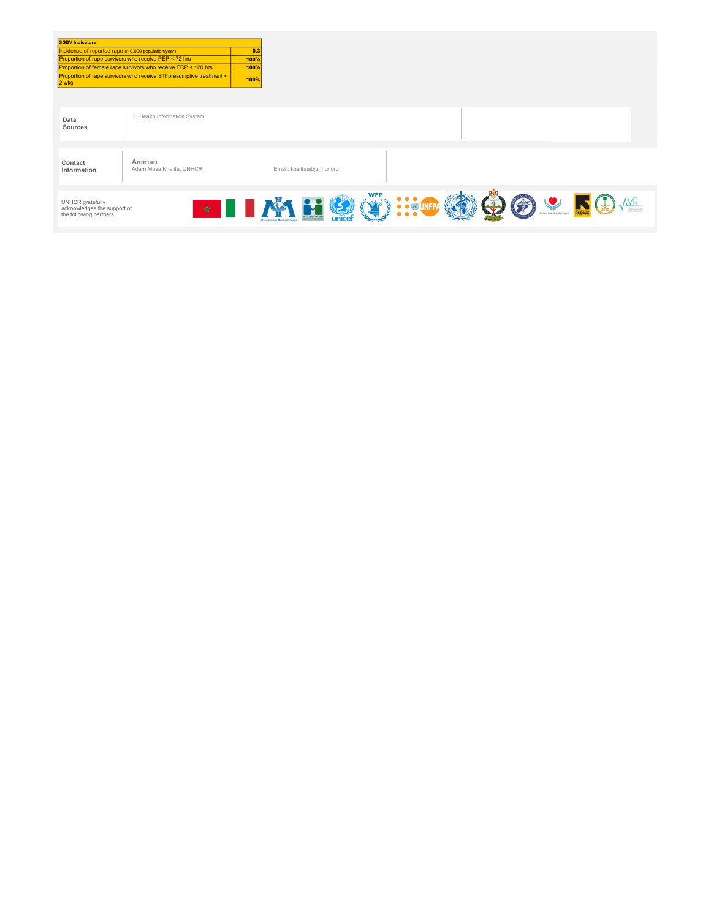| SGBV Indicators | |
|---|---|
| Incidence of reported rape (/10,000 population/year) | 0.3 |
| Proportion of rape survivors who receive PEP < 72 hrs | 100% |
| Proportion of female rape survivors who receive ECP < 120 hrs | 100% |
| Proportion of rape survivors who receive STI presumptive treatment < 2 wks | 100% |

**Data Sources**

1. Health Information System

**Contact Information**

Amman
Adam Musa Khalifa, UNHCR

Email: khalifaa@unhcr.org

UNHCR gratefully acknowledges the support of the following partners: